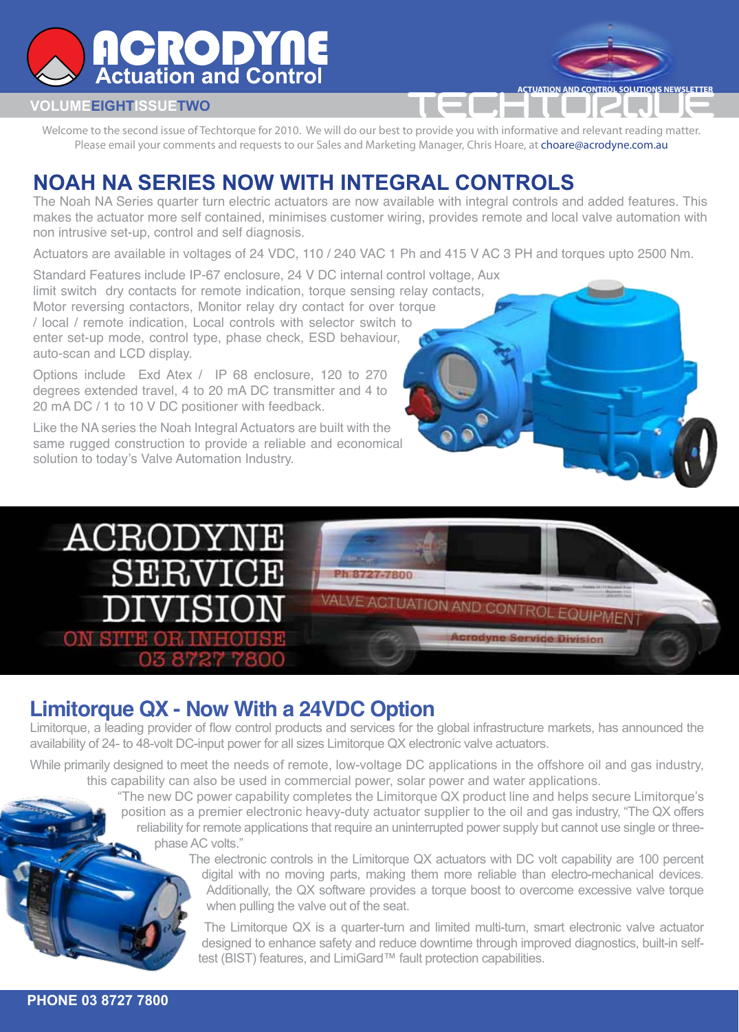# ACRODYNE Actuation and Control

VOLUME EIGHT ISSUE TWO

ACTUATION AND CONTROL SOLUTIONS NEWSLETTER

TECHTORQUE

Welcome to the second issue of Techtorque for 2010. We will do our best to provide you with informative and relevant reading matter. Please email your comments and requests to our Sales and Marketing Manager, Chris Hoare, at choare@acrodyne.com.au

## NOAH NA SERIES NOW WITH INTEGRAL CONTROLS

The Noah NA Series quarter turn electric actuators are now available with integral controls and added features. This makes the actuator more self contained, minimises customer wiring, provides remote and local valve automation with non intrusive set-up, control and self diagnosis.

Actuators are available in voltages of 24 VDC, 110 / 240 VAC 1 Ph and 415 V AC 3 PH and torques upto 2500 Nm.

Standard Features include IP-67 enclosure, 24 V DC internal control voltage, Aux limit switch dry contacts for remote indication, torque sensing relay contacts, Motor reversing contactors, Monitor relay dry contact for over torque / local / remote indication, Local controls with selector switch to enter set-up mode, control type, phase check, ESD behaviour, auto-scan and LCD display.

Options include Exd Atex / IP 68 enclosure, 120 to 270 degrees extended travel, 4 to 20 mA DC transmitter and 4 to 20 mA DC / 1 to 10 V DC positioner with feedback.

Like the NA series the Noah Integral Actuators are built with the same rugged construction to provide a reliable and economical solution to today's Valve Automation Industry.

## ACRODYNE SERVICE DIVISION

ON SITE OR INHOUSE

03 8727 7800

## Limitorque QX - Now With a 24VDC Option

Limitorque, a leading provider of flow control products and services for the global infrastructure markets, has announced the availability of 24- to 48-volt DC-input power for all sizes Limitorque QX electronic valve actuators.

While primarily designed to meet the needs of remote, low-voltage DC applications in the offshore oil and gas industry, this capability can also be used in commercial power, solar power and water applications.

"The new DC power capability completes the Limitorque QX product line and helps secure Limitorque's position as a premier electronic heavy-duty actuator supplier to the oil and gas industry, "The QX offers reliability for remote applications that require an uninterrupted power supply but cannot use single or three-phase AC volts."

The electronic controls in the Limitorque QX actuators with DC volt capability are 100 percent digital with no moving parts, making them more reliable than electro-mechanical devices. Additionally, the QX software provides a torque boost to overcome excessive valve torque when pulling the valve out of the seat.

The Limitorque QX is a quarter-turn and limited multi-turn, smart electronic valve actuator designed to enhance safety and reduce downtime through improved diagnostics, built-in self-test (BIST) features, and LimiGard™ fault protection capabilities.

PHONE 03 8727 7800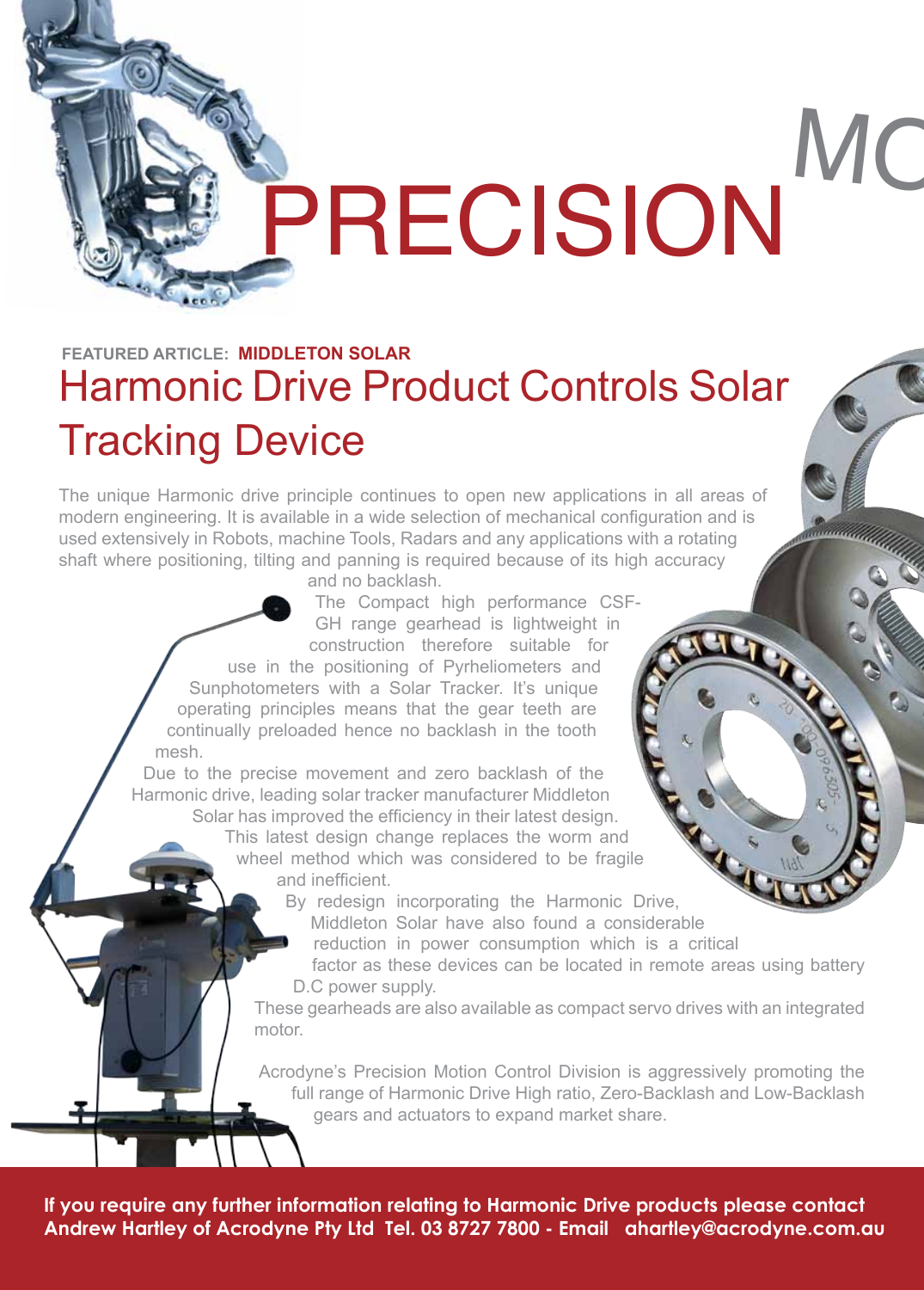# PRECISION MO

FEATURED ARTICLE: **MIDDLETON SOLAR**

## Harmonic Drive Product Controls Solar Tracking Device

The unique Harmonic drive principle continues to open new applications in all areas of modern engineering. It is available in a wide selection of mechanical configuration and is used extensively in Robots, machine Tools, Radars and any applications with a rotating shaft where positioning, tilting and panning is required because of its high accuracy and no backlash.

The Compact high performance CSF-GH range gearhead is lightweight in construction therefore suitable for use in the positioning of Pyrheliometers and Sunphotometers with a Solar Tracker. It's unique operating principles means that the gear teeth are continually preloaded hence no backlash in the tooth mesh.

Due to the precise movement and zero backlash of the Harmonic drive, leading solar tracker manufacturer Middleton Solar has improved the efficiency in their latest design. This latest design change replaces the worm and wheel method which was considered to be fragile and inefficient.

By redesign incorporating the Harmonic Drive, Middleton Solar have also found a considerable reduction in power consumption which is a critical factor as these devices can be located in remote areas using battery D.C power supply.

These gearheads are also available as compact servo drives with an integrated motor.

Acrodyne's Precision Motion Control Division is aggressively promoting the full range of Harmonic Drive High ratio, Zero-Backlash and Low-Backlash gears and actuators to expand market share.

**If you require any further information relating to Harmonic Drive products please contact Andrew Hartley of Acrodyne Pty Ltd Tel. 03 8727 7800 - Email ahartley@acrodyne.com.au**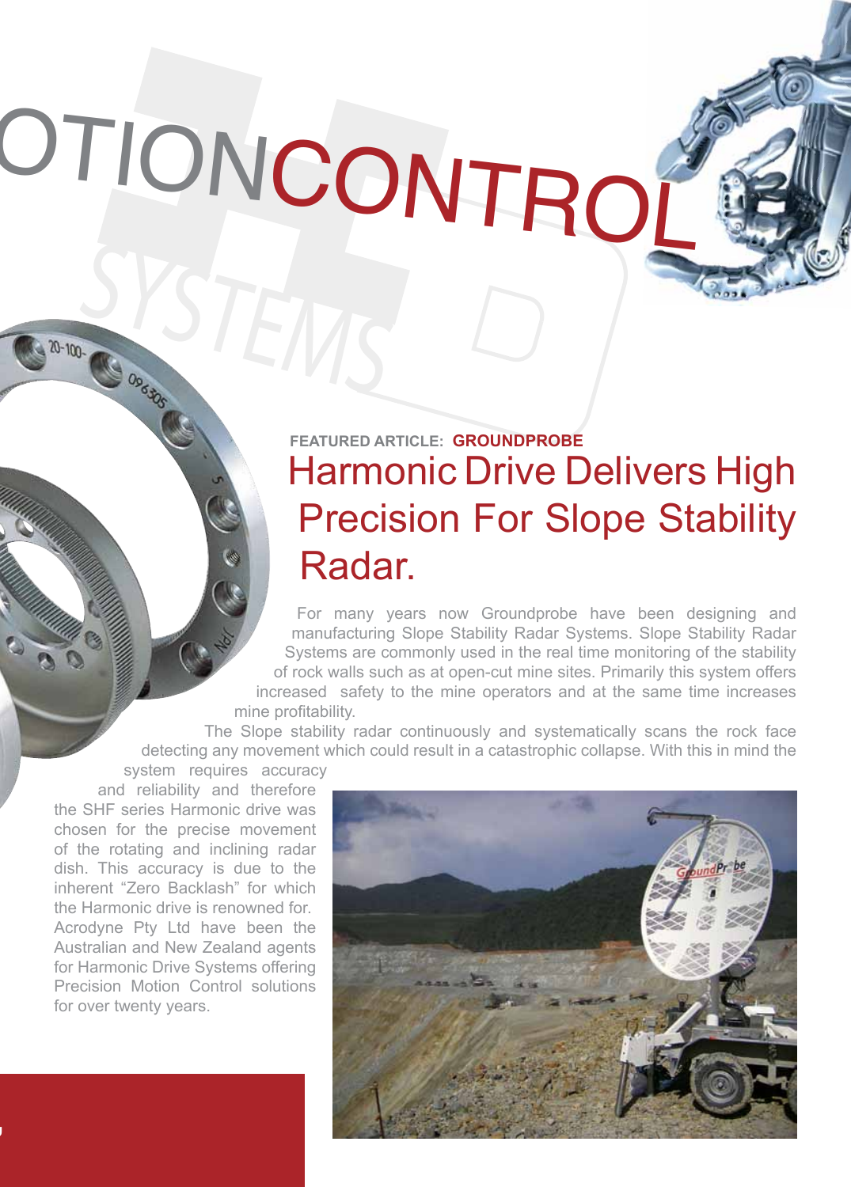OTIONCONTROL

SYSTEMS

FEATURED ARTICLE: **GROUNDPROBE**

# Harmonic Drive Delivers High Precision For Slope Stability Radar.

For many years now Groundprobe have been designing and manufacturing Slope Stability Radar Systems. Slope Stability Radar Systems are commonly used in the real time monitoring of the stability of rock walls such as at open-cut mine sites. Primarily this system offers increased safety to the mine operators and at the same time increases mine profitability.

The Slope stability radar continuously and systematically scans the rock face detecting any movement which could result in a catastrophic collapse. With this in mind the system requires accuracy and reliability and therefore the SHF series Harmonic drive was chosen for the precise movement of the rotating and inclining radar dish. This accuracy is due to the inherent "Zero Backlash" for which the Harmonic drive is renowned for.

Acrodyne Pty Ltd have been the Australian and New Zealand agents for Harmonic Drive Systems offering Precision Motion Control solutions for over twenty years.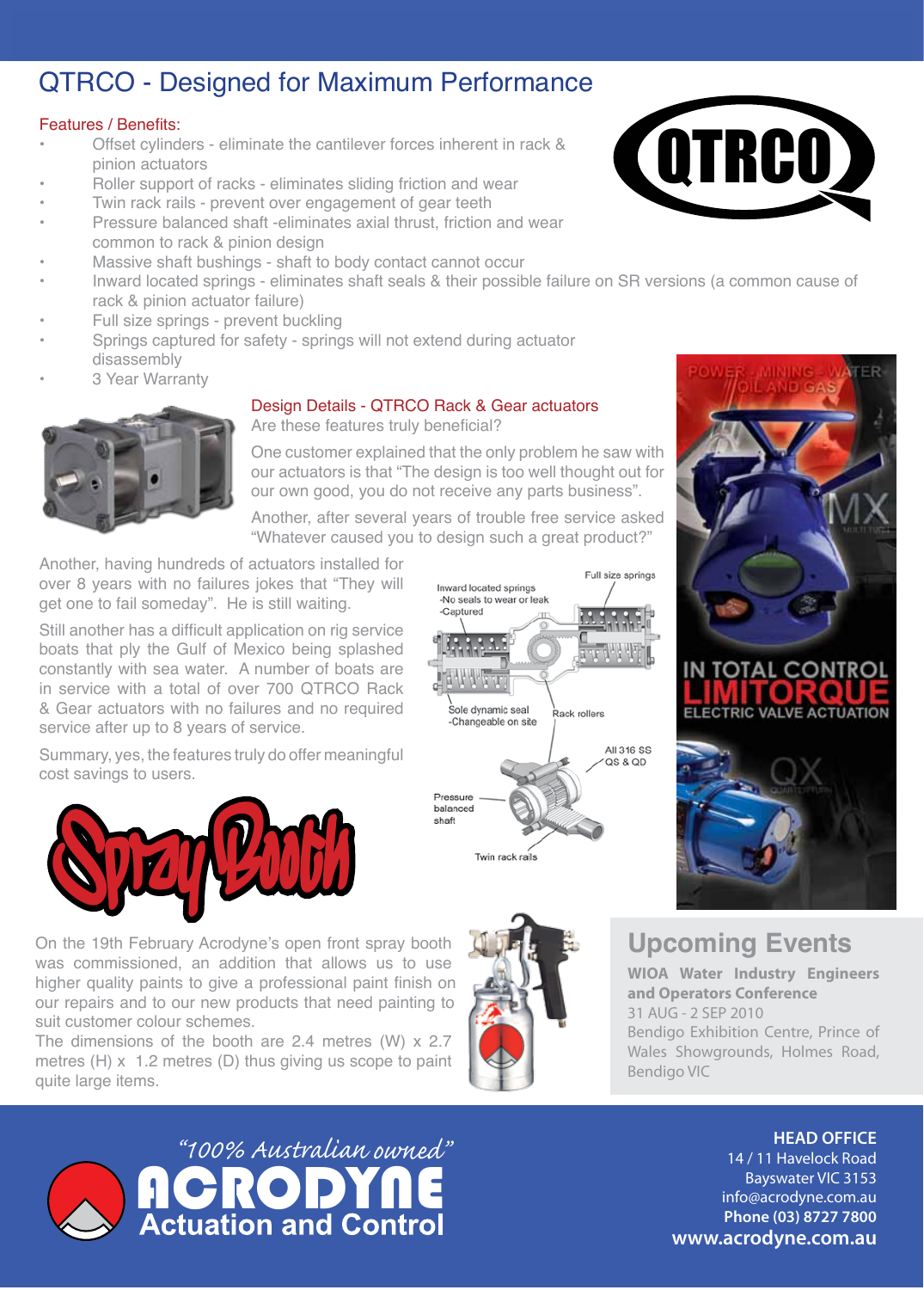# QTRCO - Designed for Maximum Performance

### Features / Benefits:

- Offset cylinders - eliminate the cantilever forces inherent in rack & pinion actuators
- Roller support of racks - eliminates sliding friction and wear
- Twin rack rails - prevent over engagement of gear teeth
- Pressure balanced shaft -eliminates axial thrust, friction and wear common to rack & pinion design
- Massive shaft bushings - shaft to body contact cannot occur
- Inward located springs - eliminates shaft seals & their possible failure on SR versions (a common cause of rack & pinion actuator failure)
- Full size springs - prevent buckling
- Springs captured for safety - springs will not extend during actuator disassembly
- 3 Year Warranty

### Design Details - QTRCO Rack & Gear actuators

Are these features truly beneficial?

One customer explained that the only problem he saw with our actuators is that "The design is too well thought out for our own good, you do not receive any parts business".

Another, after several years of trouble free service asked "Whatever caused you to design such a great product?"

Another, having hundreds of actuators installed for over 8 years with no failures jokes that "They will get one to fail someday". He is still waiting.

Still another has a difficult application on rig service boats that ply the Gulf of Mexico being splashed constantly with sea water. A number of boats are in service with a total of over 700 QTRCO Rack & Gear actuators with no failures and no required service after up to 8 years of service.

Summary, yes, the features truly do offer meaningful cost savings to users.

Inward located springs
-No seals to wear or leak
-Captured

Full size springs

Sole dynamic seal
-Changeable on site

Rack rollers

All 316 SS
QS & QD

Pressure balanced shaft

Twin rack rails

## Spray Booth

On the 19th February Acrodyne's open front spray booth was commissioned, an addition that allows us to use higher quality paints to give a professional paint finish on our repairs and to our new products that need painting to suit customer colour schemes.
The dimensions of the booth are 2.4 metres (W) x 2.7 metres (H) x 1.2 metres (D) thus giving us scope to paint quite large items.

POWER - MINING - WATER
OIL AND GAS

IN TOTAL CONTROL
LIMITORQUE
ELECTRIC VALVE ACTUATION

## Upcoming Events

**WIOA Water Industry Engineers and Operators Conference**
31 AUG - 2 SEP 2010
Bendigo Exhibition Centre, Prince of Wales Showgrounds, Holmes Road, Bendigo VIC

*"100% Australian owned"*
**ACRODYNE**
**Actuation and Control**

**HEAD OFFICE**
14 / 11 Havelock Road
Bayswater VIC 3153
info@acrodyne.com.au
**Phone (03) 8727 7800**
**www.acrodyne.com.au**